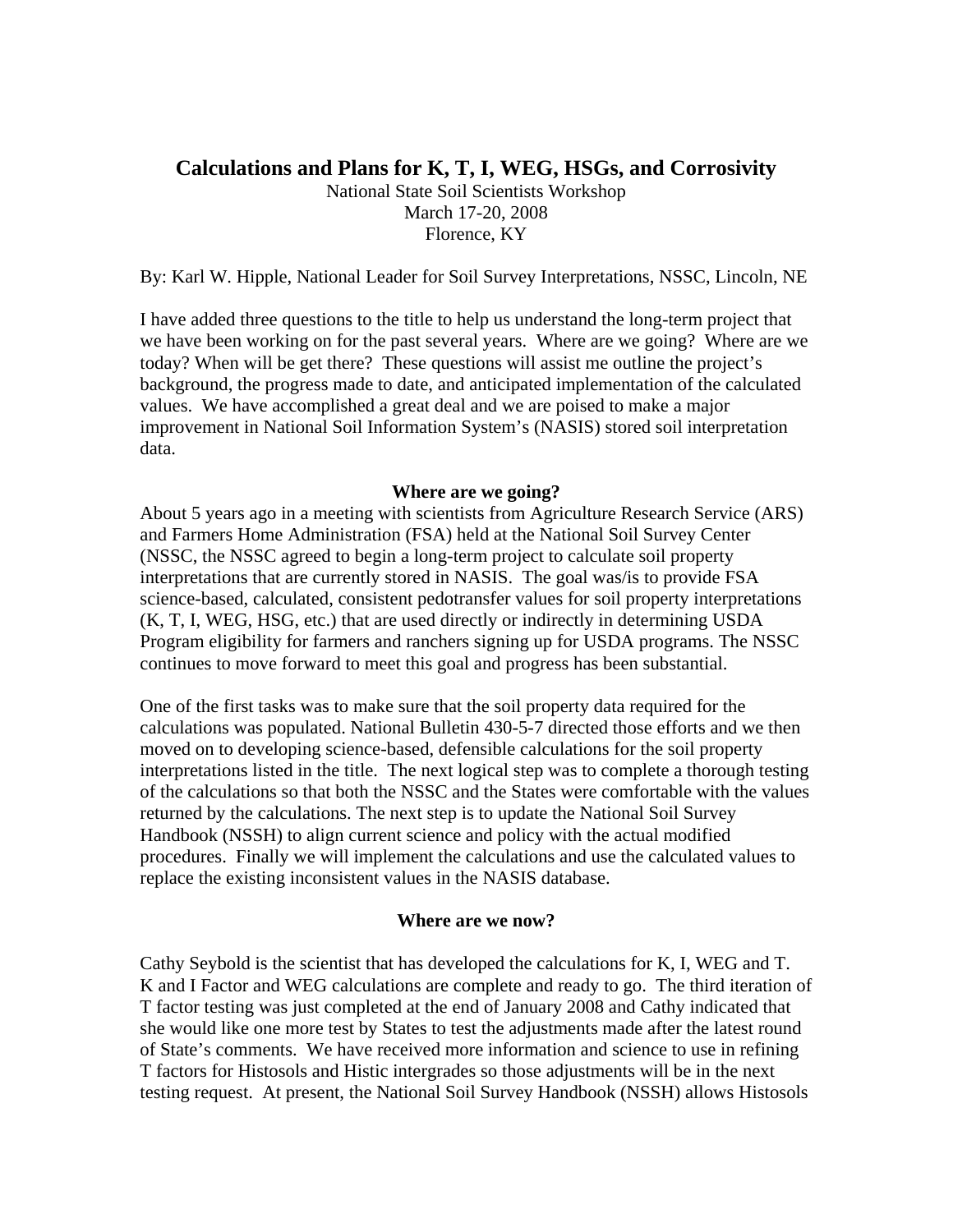# Calculations and Plans for K, T, I, WEG, HSGs, and Corrosivity

National State Soil Scientists Workshop
March 17-20, 2008
Florence, KY

By: Karl W. Hipple, National Leader for Soil Survey Interpretations, NSSC, Lincoln, NE

I have added three questions to the title to help us understand the long-term project that we have been working on for the past several years. Where are we going? Where are we today? When will be get there? These questions will assist me outline the project's background, the progress made to date, and anticipated implementation of the calculated values. We have accomplished a great deal and we are poised to make a major improvement in National Soil Information System's (NASIS) stored soil interpretation data.

## Where are we going?

About 5 years ago in a meeting with scientists from Agriculture Research Service (ARS) and Farmers Home Administration (FSA) held at the National Soil Survey Center (NSSC, the NSSC agreed to begin a long-term project to calculate soil property interpretations that are currently stored in NASIS. The goal was/is to provide FSA science-based, calculated, consistent pedotransfer values for soil property interpretations (K, T, I, WEG, HSG, etc.) that are used directly or indirectly in determining USDA Program eligibility for farmers and ranchers signing up for USDA programs. The NSSC continues to move forward to meet this goal and progress has been substantial.

One of the first tasks was to make sure that the soil property data required for the calculations was populated. National Bulletin 430-5-7 directed those efforts and we then moved on to developing science-based, defensible calculations for the soil property interpretations listed in the title. The next logical step was to complete a thorough testing of the calculations so that both the NSSC and the States were comfortable with the values returned by the calculations. The next step is to update the National Soil Survey Handbook (NSSH) to align current science and policy with the actual modified procedures. Finally we will implement the calculations and use the calculated values to replace the existing inconsistent values in the NASIS database.

## Where are we now?

Cathy Seybold is the scientist that has developed the calculations for K, I, WEG and T. K and I Factor and WEG calculations are complete and ready to go. The third iteration of T factor testing was just completed at the end of January 2008 and Cathy indicated that she would like one more test by States to test the adjustments made after the latest round of State's comments. We have received more information and science to use in refining T factors for Histosols and Histic intergrades so those adjustments will be in the next testing request. At present, the National Soil Survey Handbook (NSSH) allows Histosols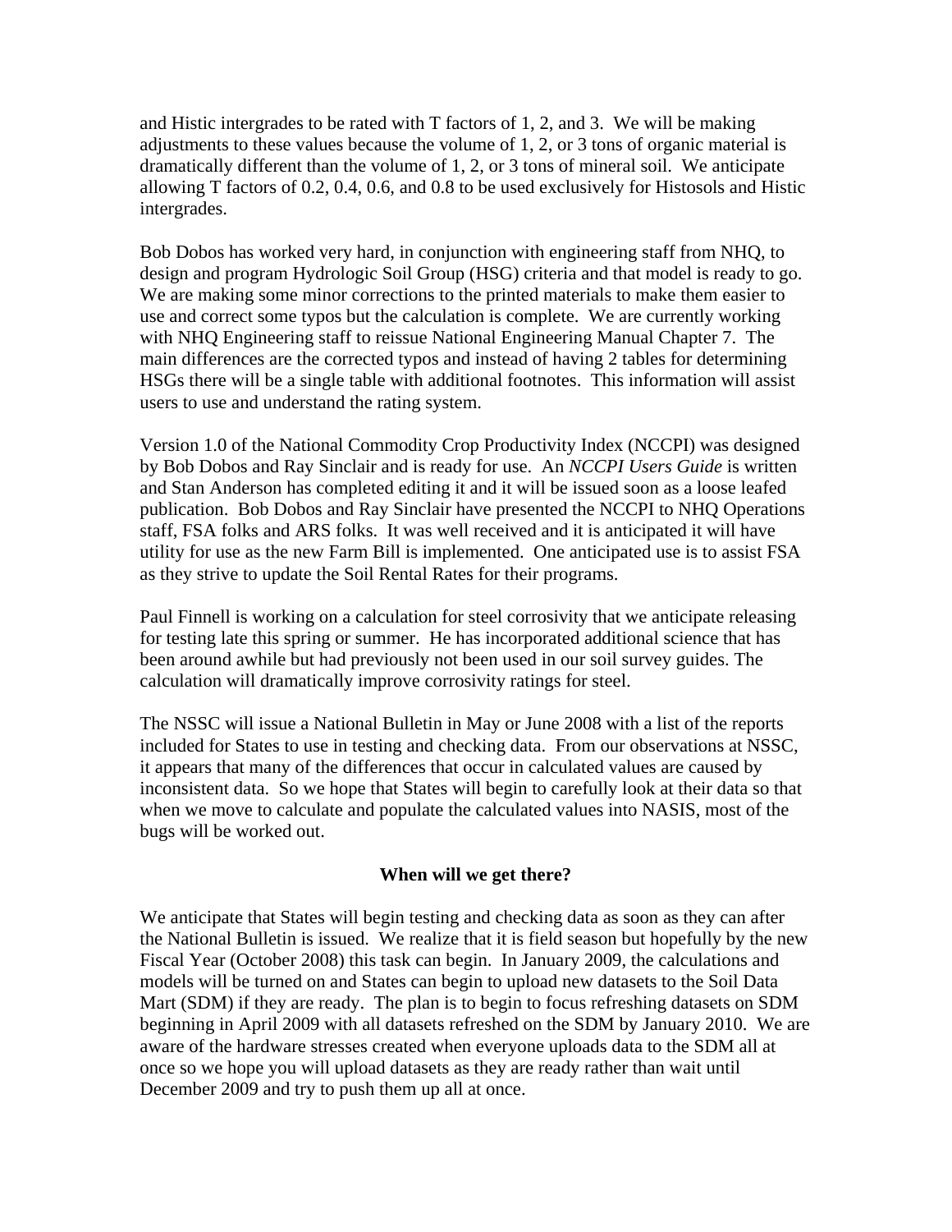and Histic intergrades to be rated with T factors of 1, 2, and 3. We will be making adjustments to these values because the volume of 1, 2, or 3 tons of organic material is dramatically different than the volume of 1, 2, or 3 tons of mineral soil. We anticipate allowing T factors of 0.2, 0.4, 0.6, and 0.8 to be used exclusively for Histosols and Histic intergrades.

Bob Dobos has worked very hard, in conjunction with engineering staff from NHQ, to design and program Hydrologic Soil Group (HSG) criteria and that model is ready to go. We are making some minor corrections to the printed materials to make them easier to use and correct some typos but the calculation is complete. We are currently working with NHQ Engineering staff to reissue National Engineering Manual Chapter 7. The main differences are the corrected typos and instead of having 2 tables for determining HSGs there will be a single table with additional footnotes. This information will assist users to use and understand the rating system.

Version 1.0 of the National Commodity Crop Productivity Index (NCCPI) was designed by Bob Dobos and Ray Sinclair and is ready for use. An *NCCPI Users Guide* is written and Stan Anderson has completed editing it and it will be issued soon as a loose leafed publication. Bob Dobos and Ray Sinclair have presented the NCCPI to NHQ Operations staff, FSA folks and ARS folks. It was well received and it is anticipated it will have utility for use as the new Farm Bill is implemented. One anticipated use is to assist FSA as they strive to update the Soil Rental Rates for their programs.

Paul Finnell is working on a calculation for steel corrosivity that we anticipate releasing for testing late this spring or summer. He has incorporated additional science that has been around awhile but had previously not been used in our soil survey guides. The calculation will dramatically improve corrosivity ratings for steel.

The NSSC will issue a National Bulletin in May or June 2008 with a list of the reports included for States to use in testing and checking data. From our observations at NSSC, it appears that many of the differences that occur in calculated values are caused by inconsistent data. So we hope that States will begin to carefully look at their data so that when we move to calculate and populate the calculated values into NASIS, most of the bugs will be worked out.

**When will we get there?**

We anticipate that States will begin testing and checking data as soon as they can after the National Bulletin is issued. We realize that it is field season but hopefully by the new Fiscal Year (October 2008) this task can begin. In January 2009, the calculations and models will be turned on and States can begin to upload new datasets to the Soil Data Mart (SDM) if they are ready. The plan is to begin to focus refreshing datasets on SDM beginning in April 2009 with all datasets refreshed on the SDM by January 2010. We are aware of the hardware stresses created when everyone uploads data to the SDM all at once so we hope you will upload datasets as they are ready rather than wait until December 2009 and try to push them up all at once.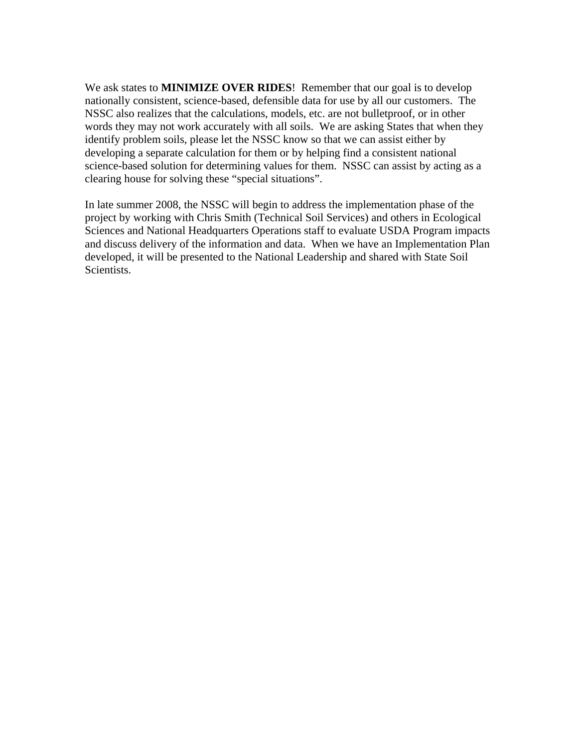We ask states to **MINIMIZE OVER RIDES**! Remember that our goal is to develop nationally consistent, science-based, defensible data for use by all our customers. The NSSC also realizes that the calculations, models, etc. are not bulletproof, or in other words they may not work accurately with all soils. We are asking States that when they identify problem soils, please let the NSSC know so that we can assist either by developing a separate calculation for them or by helping find a consistent national science-based solution for determining values for them. NSSC can assist by acting as a clearing house for solving these "special situations".

In late summer 2008, the NSSC will begin to address the implementation phase of the project by working with Chris Smith (Technical Soil Services) and others in Ecological Sciences and National Headquarters Operations staff to evaluate USDA Program impacts and discuss delivery of the information and data. When we have an Implementation Plan developed, it will be presented to the National Leadership and shared with State Soil Scientists.